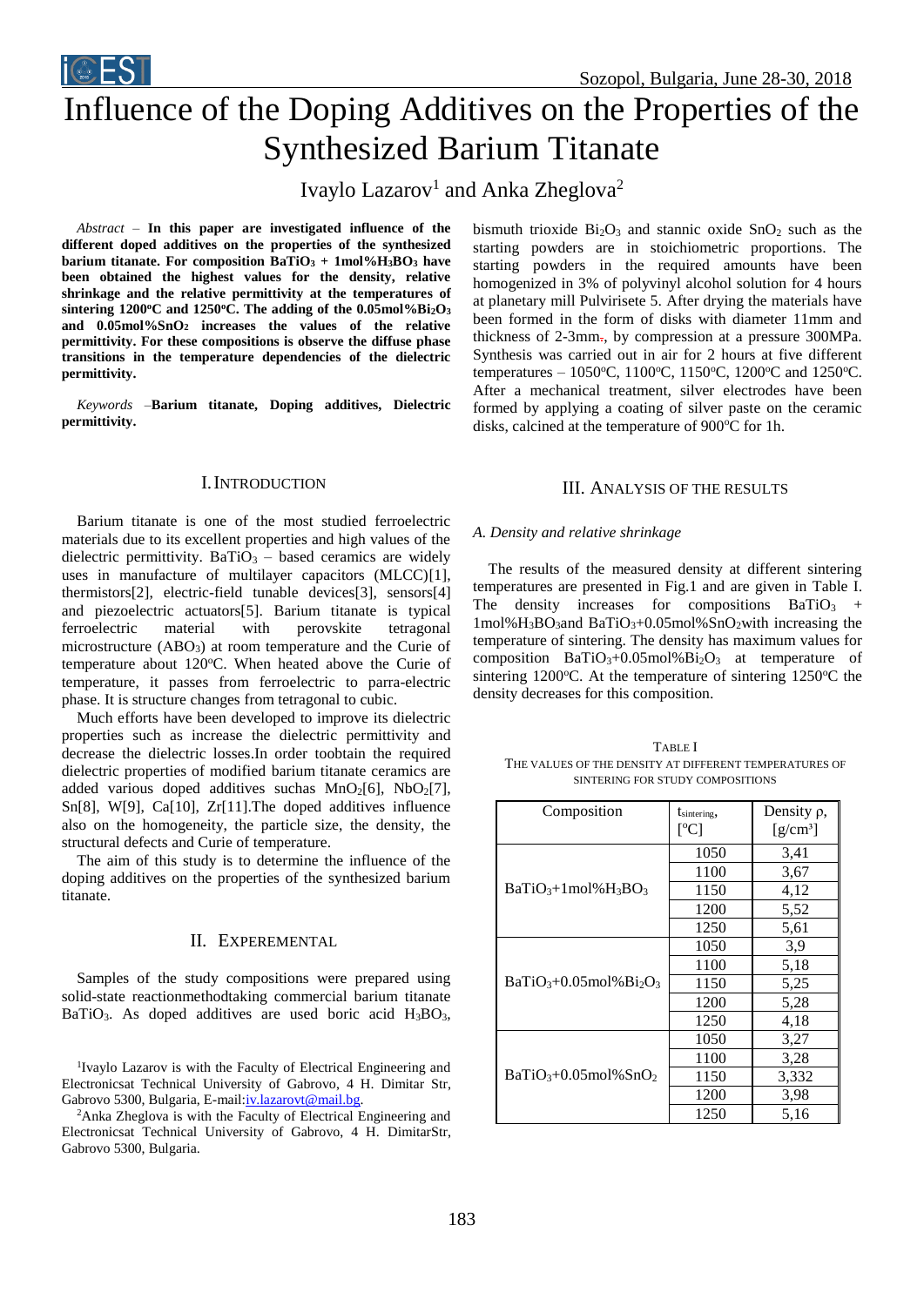# Influence of the Doping Additives on the Properties of the Synthesized Barium Titanate

Ivaylo Lazarov[1] and Anka Zheglova[2]

*Abstract* – **In this paper are investigated influence of the different doped additives on the properties of the synthesized barium titanate. For composition $BaTiO_3$ + 1mol%$H_3BO_3$ have been obtained the highest values for the density, relative shrinkage and the relative permittivity at the temperatures of sintering 1200°C and 1250°C. The adding of the 0.05mol%$Bi_2O_3$ and 0.05mol%$SnO_2$ increases the values of the relative permittivity. For these compositions is observe the diffuse phase transitions in the temperature dependencies of the dielectric permittivity.**

*Keywords* –**Barium titanate, Doping additives, Dielectric permittivity.**

## I. Introduction

Barium titanate is one of the most studied ferroelectric materials due to its excellent properties and high values of the dielectric permittivity. $BaTiO_3$ – based ceramics are widely uses in manufacture of multilayer capacitors (MLCC)[1], thermistors[2], electric-field tunable devices[3], sensors[4] and piezoelectric actuators[5]. Barium titanate is typical ferroelectric material with perovskite tetragonal microstructure ($ABO_3$) at room temperature and the Curie of temperature about 120°C. When heated above the Curie of temperature, it passes from ferroelectric to parra-electric phase. It is structure changes from tetragonal to cubic.

Much efforts have been developed to improve its dielectric properties such as increase the dielectric permittivity and decrease the dielectric losses.In order toobtain the required dielectric properties of modified barium titanate ceramics are added various doped additives suchas $MnO_2$[6], $NbO_2$[7], Sn[8], W[9], Ca[10], Zr[11].The doped additives influence also on the homogeneity, the particle size, the density, the structural defects and Curie of temperature.

The aim of this study is to determine the influence of the doping additives on the properties of the synthesized barium titanate.

## II. Experemental

Samples of the study compositions were prepared using solid-state reactionmethodtaking commercial barium titanate $BaTiO_3$. As doped additives are used boric acid $H_3BO_3$, bismuth trioxide $Bi_2O_3$ and stannic oxide $SnO_2$ such as the starting powders are in stoichiometric proportions. The starting powders in the required amounts have been homogenized in 3% of polyvinyl alcohol solution for 4 hours at planetary mill Pulvirisete 5. After drying the materials have been formed in the form of disks with diameter 11mm and thickness of 2-3mm, by compression at a pressure 300MPa. Synthesis was carried out in air for 2 hours at five different temperatures – 1050°C, 1100°C, 1150°C, 1200°C and 1250°C. After a mechanical treatment, silver electrodes have been formed by applying a coating of silver paste on the ceramic disks, calcined at the temperature of 900°C for 1h.

[1]Ivaylo Lazarov is with the Faculty of Electrical Engineering and Electronicsat Technical University of Gabrovo, 4 H. Dimitar Str, Gabrovo 5300, Bulgaria, E-mail:iv.lazarovt@mail.bg.

[2]Anka Zheglova is with the Faculty of Electrical Engineering and Electronicsat Technical University of Gabrovo, 4 H. DimitarStr, Gabrovo 5300, Bulgaria.

## III. Analysis of the Results

### *A. Density and relative shrinkage*

The results of the measured density at different sintering temperatures are presented in Fig.1 and are given in Table I. The density increases for compositions $BaTiO_3$ + 1mol%$H_3BO_3$and $BaTiO_3$+0.05mol%$SnO_2$with increasing the temperature of sintering. The density has maximum values for composition $BaTiO_3$+0.05mol%$Bi_2O_3$ at temperature of sintering 1200°C. At the temperature of sintering 1250°C the density decreases for this composition.

TABLE I
THE VALUES OF THE DENSITY AT DIFFERENT TEMPERATURES OF SINTERING FOR STUDY COMPOSITIONS

| Composition | $t_{sintering}$, [°C] | Density ρ, [g/cm³] |
|---|---|---|
| $BaTiO_3$+1mol%$H_3BO_3$ | 1050 | 3,41 |
| | 1100 | 3,67 |
| | 1150 | 4,12 |
| | 1200 | 5,52 |
| | 1250 | 5,61 |
| $BaTiO_3$+0.05mol%$Bi_2O_3$ | 1050 | 3,9 |
| | 1100 | 5,18 |
| | 1150 | 5,25 |
| | 1200 | 5,28 |
| | 1250 | 4,18 |
| $BaTiO_3$+0.05mol%$SnO_2$ | 1050 | 3,27 |
| | 1100 | 3,28 |
| | 1150 | 3,332 |
| | 1200 | 3,98 |
| | 1250 | 5,16 |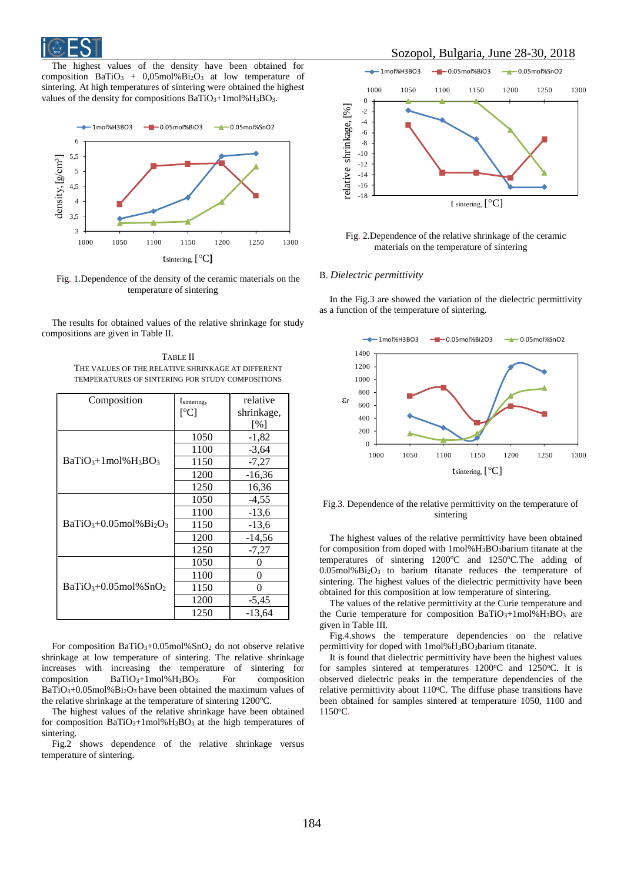The highest values of the density have been obtained for composition $BaTiO_3$ + 0,05mol%$Bi_2O_3$ at low temperature of sintering. At high temperatures of sintering were obtained the highest values of the density for compositions $BaTiO_3$+1mol%$H_3BO_3$.

Fig. 1.Dependence of the density of the ceramic materials on the temperature of sintering

The results for obtained values of the relative shrinkage for study compositions are given in Table II.

TABLE II
THE VALUES OF THE RELATIVE SHRINKAGE AT DIFFERENT TEMPERATURES OF SINTERING FOR STUDY COMPOSITIONS

| Composition | $t_{sintering}$, [°C] | relative shrinkage, [%] |
|---|---|---|
| $BaTiO_3$+1mol%$H_3BO_3$ | 1050 | -1,82 |
| | 1100 | -3,64 |
| | 1150 | -7,27 |
| | 1200 | -16,36 |
| | 1250 | 16,36 |
| $BaTiO_3$+0.05mol%$Bi_2O_3$ | 1050 | -4,55 |
| | 1100 | -13,6 |
| | 1150 | -13,6 |
| | 1200 | -14,56 |
| | 1250 | -7,27 |
| $BaTiO_3$+0.05mol%$SnO_2$ | 1050 | 0 |
| | 1100 | 0 |
| | 1150 | 0 |
| | 1200 | -5,45 |
| | 1250 | -13,64 |

For composition $BaTiO_3$+0.05mol%$SnO_2$ do not observe relative shrinkage at low temperature of sintering. The relative shrinkage increases with increasing the temperature of sintering for composition $BaTiO_3$+1mol%$H_3BO_3$. For composition $BaTiO_3$+0.05mol%$Bi_2O_3$ have been obtained the maximum values of the relative shrinkage at the temperature of sintering 1200°C.

The highest values of the relative shrinkage have been obtained for composition $BaTiO_3$+1mol%$H_3BO_3$ at the high temperatures of sintering.

Fig.2 shows dependence of the relative shrinkage versus temperature of sintering.

Fig. 2.Dependence of the relative shrinkage of the ceramic materials on the temperature of sintering

### B. *Dielectric permittivity*

In the Fig.3 are showed the variation of the dielectric permittivity as a function of the temperature of sintering.

Fig.3. Dependence of the relative permittivity on the temperature of sintering

The highest values of the relative permittivity have been obtained for composition from doped with 1mol%$H_3BO_3$barium titanate at the temperatures of sintering 1200°C and 1250°C.The adding of 0.05mol%$Bi_2O_3$ to barium titanate reduces the temperature of sintering. The highest values of the dielectric permittivity have been obtained for this composition at low temperature of sintering.

The values of the relative permittivity at the Curie temperature and the Curie temperature for composition $BaTiO_3$+1mol%$H_3BO_3$ are given in Table III.

Fig.4.shows the temperature dependencies on the relative permittivity for doped with 1mol%$H_3BO_3$barium titanate.

It is found that dielectric permittivity have been the highest values for samples sintered at temperatures 1200°C and 1250°C. It is observed dielectric peaks in the temperature dependencies of the relative permittivity about 110°C. The diffuse phase transitions have been obtained for samples sintered at temperature 1050, 1100 and 1150°C.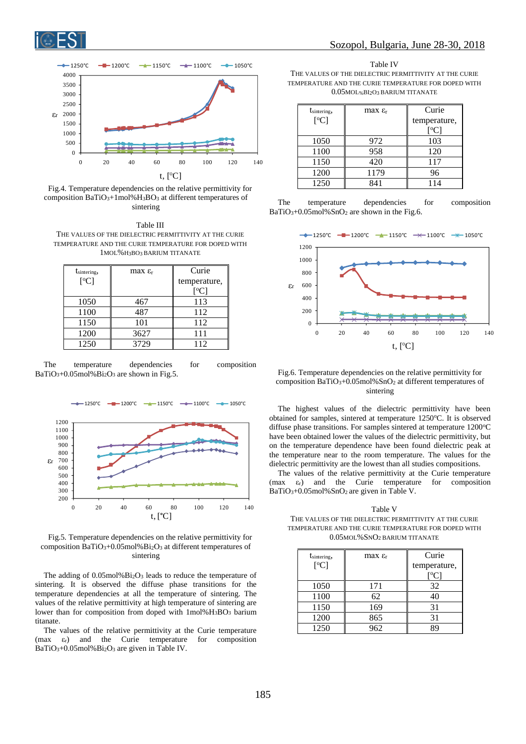Fig.4. Temperature dependencies on the relative permittivity for composition $BaTiO_3$+1mol%$H_3BO_3$ at different temperatures of sintering

Table III

THE VALUES OF THE DIELECTRIC PERMITTIVITY AT THE CURIE TEMPERATURE AND THE CURIE TEMPERATURE FOR DOPED WITH 1MOL%$H_3BO_3$ BARIUM TITANATE

| $t_{sintering}$, [°C] | max $\varepsilon_r$ | Curie temperature, [°C] |
|---|---|---|
| 1050 | 467 | 113 |
| 1100 | 487 | 112 |
| 1150 | 101 | 112 |
| 1200 | 3627 | 111 |
| 1250 | 3729 | 112 |

The temperature dependencies for composition $BaTiO_3$+0.05mol%$Bi_2O_3$ are shown in Fig.5.

Fig.5. Temperature dependencies on the relative permittivity for composition $BaTiO_3$+0.05mol%$Bi_2O_3$ at different temperatures of sintering

The adding of 0.05mol%$Bi_2O_3$ leads to reduce the temperature of sintering. It is observed the diffuse phase transitions for the temperature dependencies at all the temperature of sintering. The values of the relative permittivity at high temperature of sintering are lower than for composition from doped with 1mol%$H_3BO_3$ barium titanate.

The values of the relative permittivity at the Curie temperature (max $\varepsilon_r$) and the Curie temperature for composition $BaTiO_3$+0.05mol%$Bi_2O_3$ are given in Table IV.

Table IV

THE VALUES OF THE DIELECTRIC PERMITTIVITY AT THE CURIE TEMPERATURE AND THE CURIE TEMPERATURE FOR DOPED WITH 0.05MOL%$Bi_2O_3$ BARIUM TITANATE

| $t_{sintering}$, [°C] | max $\varepsilon_r$ | Curie temperature, [°C] |
|---|---|---|
| 1050 | 972 | 103 |
| 1100 | 958 | 120 |
| 1150 | 420 | 117 |
| 1200 | 1179 | 96 |
| 1250 | 841 | 114 |

The temperature dependencies for composition $BaTiO_3$+0.05mol%$SnO_2$ are shown in the Fig.6.

Fig.6. Temperature dependencies on the relative permittivity for composition $BaTiO_3$+0.05mol%$SnO_2$ at different temperatures of sintering

The highest values of the dielectric permittivity have been obtained for samples, sintered at temperature 1250°C. It is observed diffuse phase transitions. For samples sintered at temperature 1200°C have been obtained lower the values of the dielectric permittivity, but on the temperature dependence have been found dielectric peak at the temperature near to the room temperature. The values for the dielectric permittivity are the lowest than all studies compositions.

The values of the relative permittivity at the Curie temperature (max $\varepsilon_r$) and the Curie temperature for composition $BaTiO_3$+0.05mol%$SnO_2$ are given in Table V.

Table V

THE VALUES OF THE DIELECTRIC PERMITTIVITY AT THE CURIE TEMPERATURE AND THE CURIE TEMPERATURE FOR DOPED WITH 0.05MOL%$SnO_2$ BARIUM TITANATE

| $t_{sintering}$, [°C] | max $\varepsilon_r$ | Curie temperature, [°C] |
|---|---|---|
| 1050 | 171 | 32 |
| 1100 | 62 | 40 |
| 1150 | 169 | 31 |
| 1200 | 865 | 31 |
| 1250 | 962 | 89 |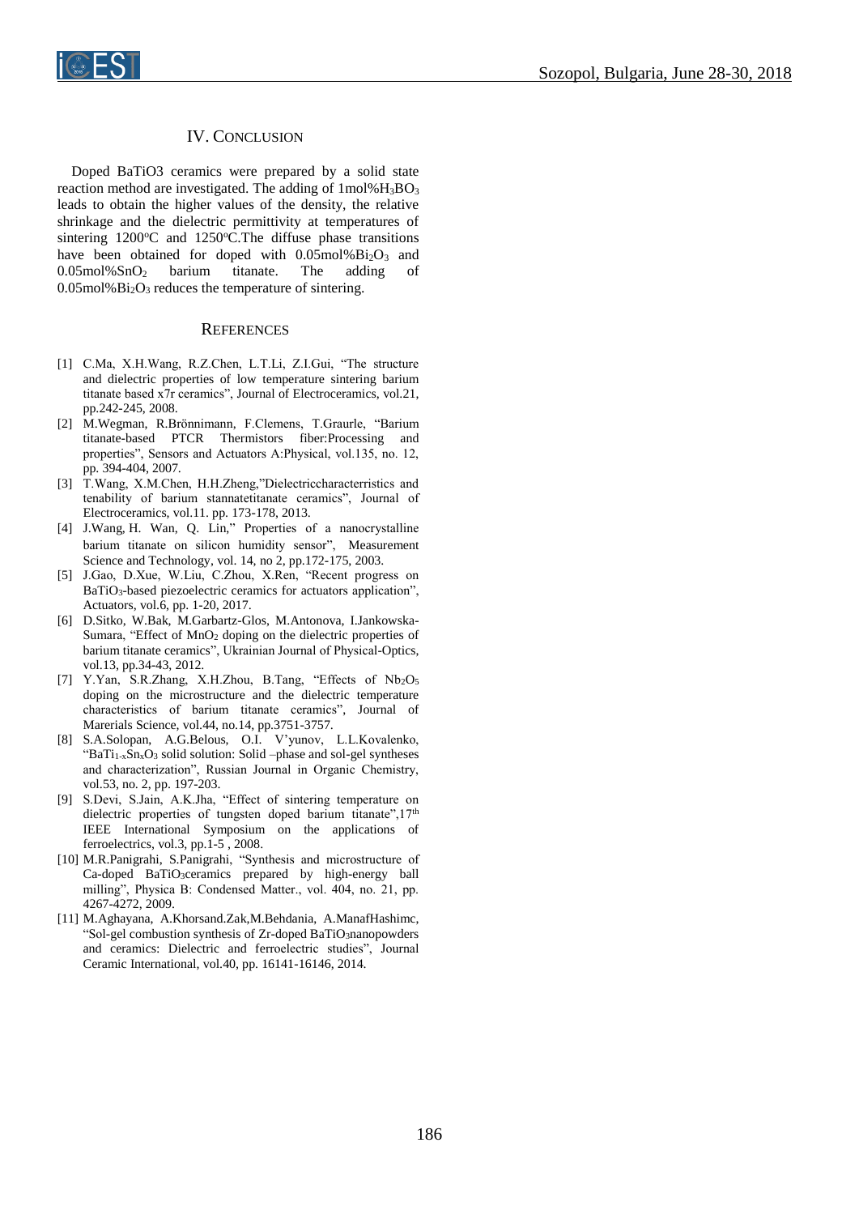## IV. CONCLUSION

Doped BaTiO3 ceramics were prepared by a solid state reaction method are investigated. The adding of 1mol%$H_3BO_3$ leads to obtain the higher values of the density, the relative shrinkage and the dielectric permittivity at temperatures of sintering 1200°C and 1250°C.The diffuse phase transitions have been obtained for doped with 0.05mol%$Bi_2O_3$ and 0.05mol%$SnO_2$ barium titanate. The adding of 0.05mol%$Bi_2O_3$ reduces the temperature of sintering.

## REFERENCES

[1] C.Ma, X.H.Wang, R.Z.Chen, L.T.Li, Z.I.Gui, "The structure and dielectric properties of low temperature sintering barium titanate based x7r ceramics", Journal of Electroceramics, vol.21, pp.242-245, 2008.

[2] M.Wegman, R.Brönnimann, F.Clemens, T.Graurle, "Barium titanate-based PTCR Thermistors fiber:Processing and properties", Sensors and Actuators A:Physical, vol.135, no. 12, pp. 394-404, 2007.

[3] T.Wang, X.M.Chen, H.H.Zheng,"Dielectriccharacterristics and tenability of barium stannatetitanate ceramics", Journal of Electroceramics, vol.11. pp. 173-178, 2013.

[4] J.Wang, H. Wan, Q. Lin," Properties of a nanocrystalline barium titanate on silicon humidity sensor", Measurement Science and Technology, vol. 14, no 2, pp.172-175, 2003.

[5] J.Gao, D.Xue, W.Liu, C.Zhou, X.Ren, "Recent progress on $BaTiO_3$-based piezoelectric ceramics for actuators application", Actuators, vol.6, pp. 1-20, 2017.

[6] D.Sitko, W.Bak, M.Garbartz-Glos, M.Antonova, I.Jankowska-Sumara, "Effect of $MnO_2$ doping on the dielectric properties of barium titanate ceramics", Ukrainian Journal of Physical-Optics, vol.13, pp.34-43, 2012.

[7] Y.Yan, S.R.Zhang, X.H.Zhou, B.Tang, "Effects of $Nb_2O_5$ doping on the microstructure and the dielectric temperature characteristics of barium titanate ceramics", Journal of Marerials Science, vol.44, no.14, pp.3751-3757.

[8] S.A.Solopan, A.G.Belous, O.I. V'yunov, L.L.Kovalenko, "$BaTi_{1-x}Sn_xO_3$ solid solution: Solid –phase and sol-gel syntheses and characterization", Russian Journal in Organic Chemistry, vol.53, no. 2, pp. 197-203.

[9] S.Devi, S.Jain, A.K.Jha, "Effect of sintering temperature on dielectric properties of tungsten doped barium titanate",17th IEEE International Symposium on the applications of ferroelectrics, vol.3, pp.1-5 , 2008.

[10] M.R.Panigrahi, S.Panigrahi, "Synthesis and microstructure of Ca-doped $BaTiO_3$ceramics prepared by high-energy ball milling", Physica B: Condensed Matter., vol. 404, no. 21, pp. 4267-4272, 2009.

[11] M.Aghayana, A.Khorsand.Zak,M.Behdania, A.ManafHashimc, "Sol-gel combustion synthesis of Zr-doped $BaTiO_3$nanopowders and ceramics: Dielectric and ferroelectric studies", Journal Ceramic International, vol.40, pp. 16141-16146, 2014.